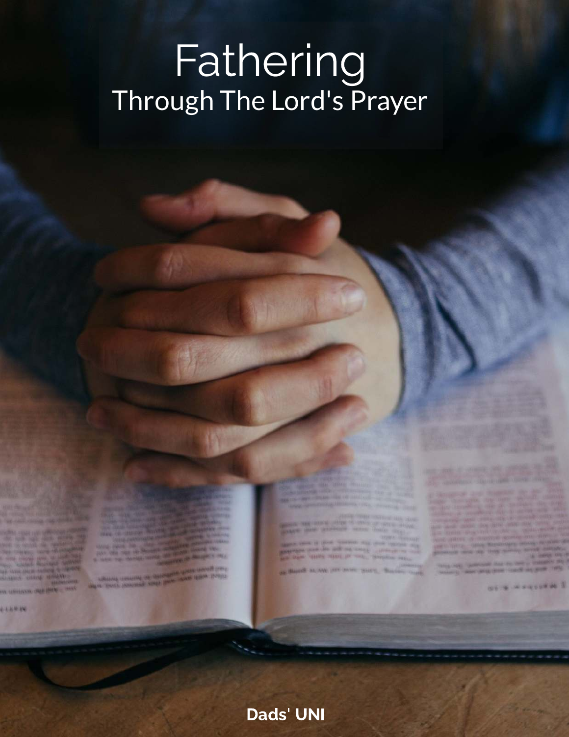# Fathering
## Through The Lord's Prayer

**Dads' UNI**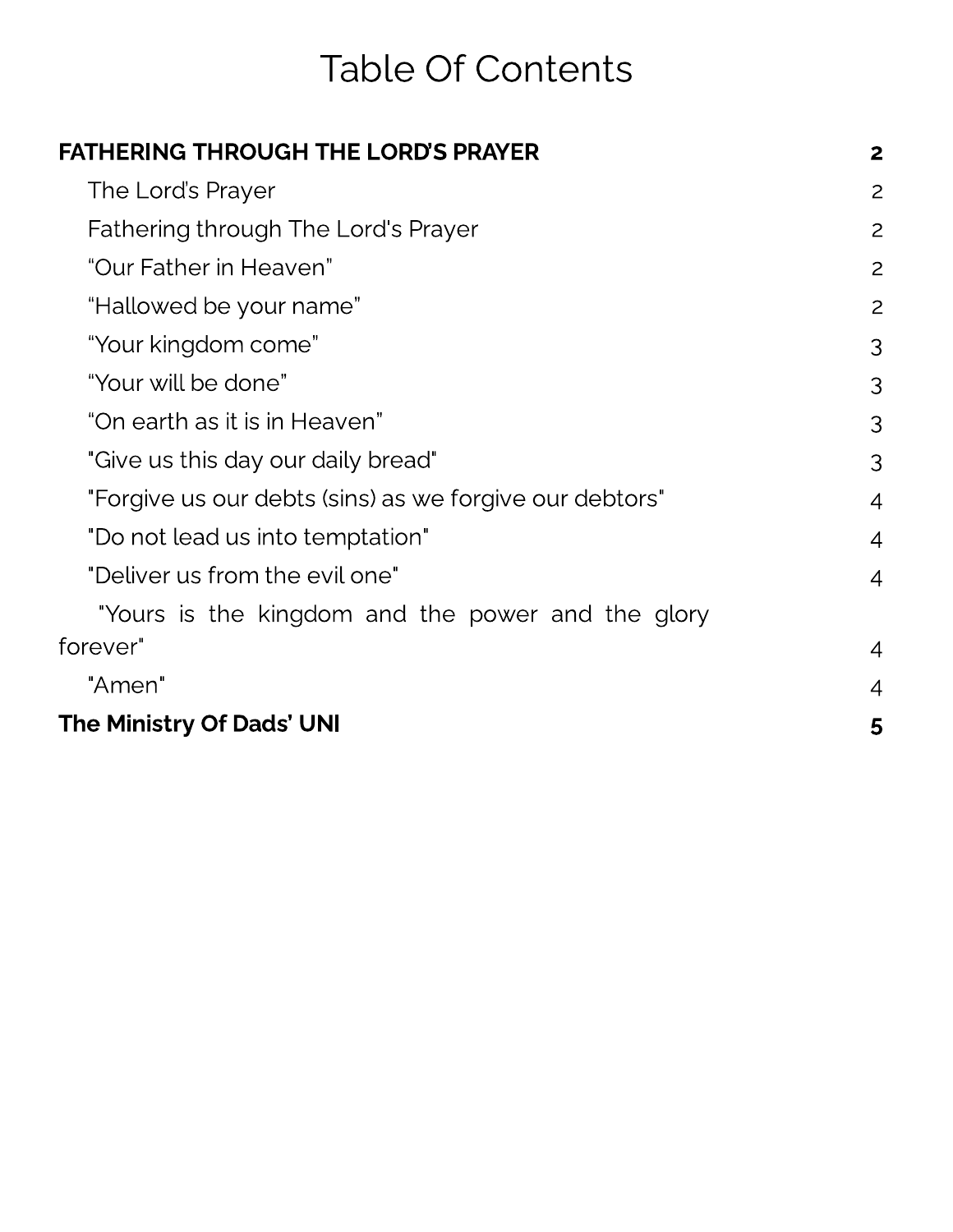# Table Of Contents

| | |
|---|---|
| **FATHERING THROUGH THE LORD'S PRAYER** | **2** |
| The Lord's Prayer | 2 |
| Fathering through The Lord's Prayer | 2 |
| "Our Father in Heaven" | 2 |
| "Hallowed be your name" | 2 |
| "Your kingdom come" | 3 |
| "Your will be done" | 3 |
| "On earth as it is in Heaven" | 3 |
| "Give us this day our daily bread" | 3 |
| "Forgive us our debts (sins) as we forgive our debtors" | 4 |
| "Do not lead us into temptation" | 4 |
| "Deliver us from the evil one" | 4 |
| "Yours is the kingdom and the power and the glory forever" | 4 |
| "Amen" | 4 |
| **The Ministry Of Dads' UNI** | **5** |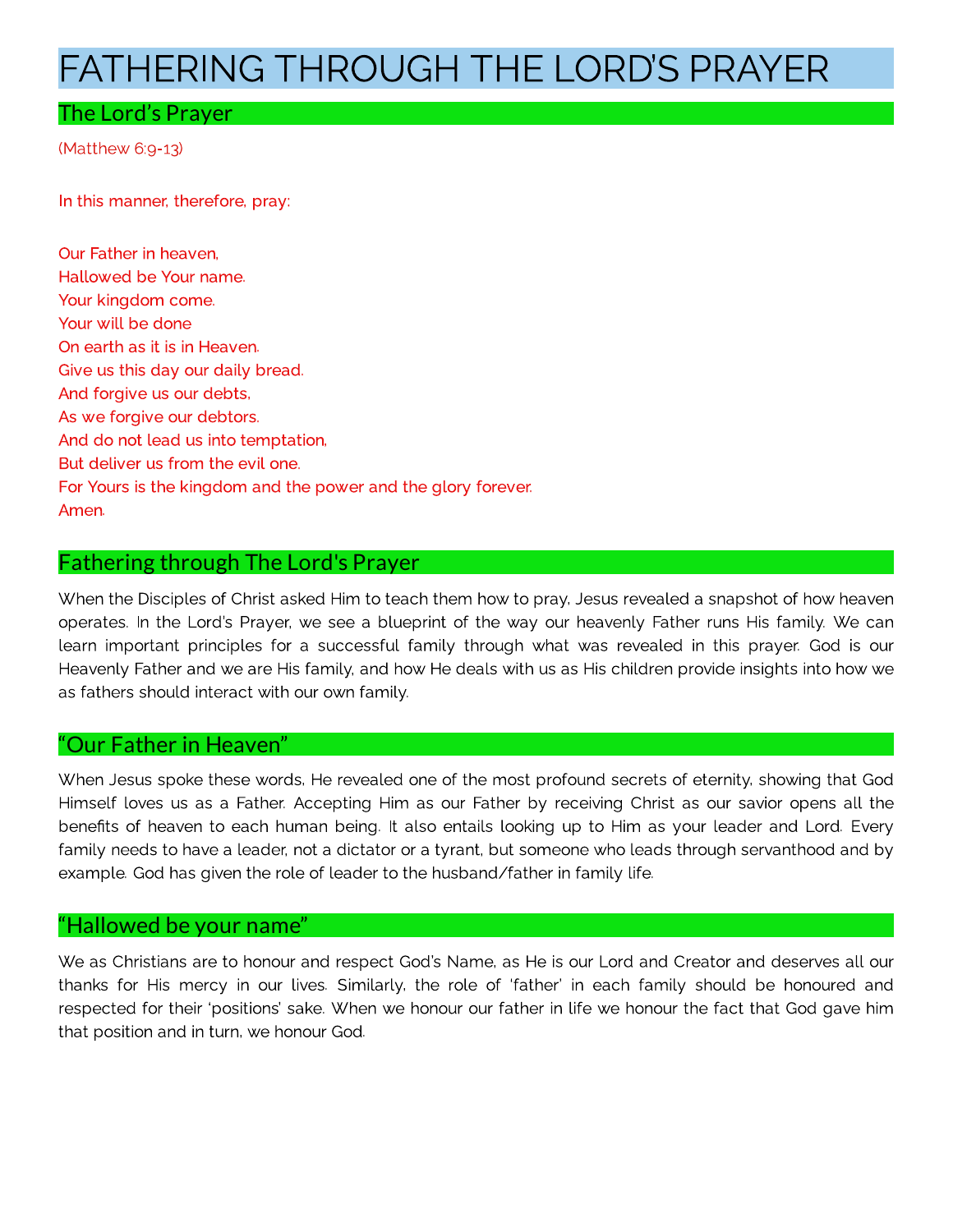# FATHERING THROUGH THE LORD'S PRAYER

## The Lord's Prayer

(Matthew 6:9-13)

In this manner, therefore, pray:

Our Father in heaven,
Hallowed be Your name.
Your kingdom come.
Your will be done
On earth as it is in Heaven.
Give us this day our daily bread.
And forgive us our debts,
As we forgive our debtors.
And do not lead us into temptation,
But deliver us from the evil one.
For Yours is the kingdom and the power and the glory forever.
Amen.

## Fathering through The Lord's Prayer

When the Disciples of Christ asked Him to teach them how to pray, Jesus revealed a snapshot of how heaven operates. In the Lord's Prayer, we see a blueprint of the way our heavenly Father runs His family. We can learn important principles for a successful family through what was revealed in this prayer. God is our Heavenly Father and we are His family, and how He deals with us as His children provide insights into how we as fathers should interact with our own family.

## "Our Father in Heaven"

When Jesus spoke these words, He revealed one of the most profound secrets of eternity, showing that God Himself loves us as a Father. Accepting Him as our Father by receiving Christ as our savior opens all the benefits of heaven to each human being. It also entails looking up to Him as your leader and Lord. Every family needs to have a leader, not a dictator or a tyrant, but someone who leads through servanthood and by example. God has given the role of leader to the husband/father in family life.

## "Hallowed be your name"

We as Christians are to honour and respect God's Name, as He is our Lord and Creator and deserves all our thanks for His mercy in our lives. Similarly, the role of 'father' in each family should be honoured and respected for their 'positions' sake. When we honour our father in life we honour the fact that God gave him that position and in turn, we honour God.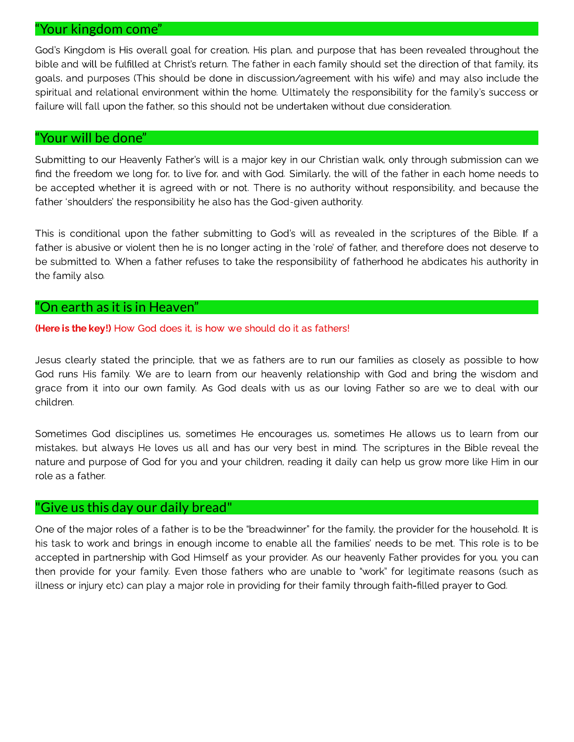## “Your kingdom come”

God’s Kingdom is His overall goal for creation, His plan, and purpose that has been revealed throughout the bible and will be fulfilled at Christ’s return. The father in each family should set the direction of that family, its goals, and purposes (This should be done in discussion/agreement with his wife) and may also include the spiritual and relational environment within the home. Ultimately the responsibility for the family’s success or failure will fall upon the father, so this should not be undertaken without due consideration.

## “Your will be done”

Submitting to our Heavenly Father’s will is a major key in our Christian walk, only through submission can we find the freedom we long for, to live for, and with God. Similarly, the will of the father in each home needs to be accepted whether it is agreed with or not. There is no authority without responsibility, and because the father ‘shoulders’ the responsibility he also has the God-given authority.

This is conditional upon the father submitting to God’s will as revealed in the scriptures of the Bible. If a father is abusive or violent then he is no longer acting in the ‘role’ of father, and therefore does not deserve to be submitted to. When a father refuses to take the responsibility of fatherhood he abdicates his authority in the family also.

## “On earth as it is in Heaven”

**(Here is the key!)** How God does it, is how we should do it as fathers!

Jesus clearly stated the principle, that we as fathers are to run our families as closely as possible to how God runs His family. We are to learn from our heavenly relationship with God and bring the wisdom and grace from it into our own family. As God deals with us as our loving Father so are we to deal with our children.

Sometimes God disciplines us, sometimes He encourages us, sometimes He allows us to learn from our mistakes, but always He loves us all and has our very best in mind. The scriptures in the Bible reveal the nature and purpose of God for you and your children, reading it daily can help us grow more like Him in our role as a father.

## "Give us this day our daily bread"

One of the major roles of a father is to be the “breadwinner” for the family, the provider for the household. It is his task to work and brings in enough income to enable all the families’ needs to be met. This role is to be accepted in partnership with God Himself as your provider. As our heavenly Father provides for you, you can then provide for your family. Even those fathers who are unable to “work” for legitimate reasons (such as illness or injury etc) can play a major role in providing for their family through faith-filled prayer to God.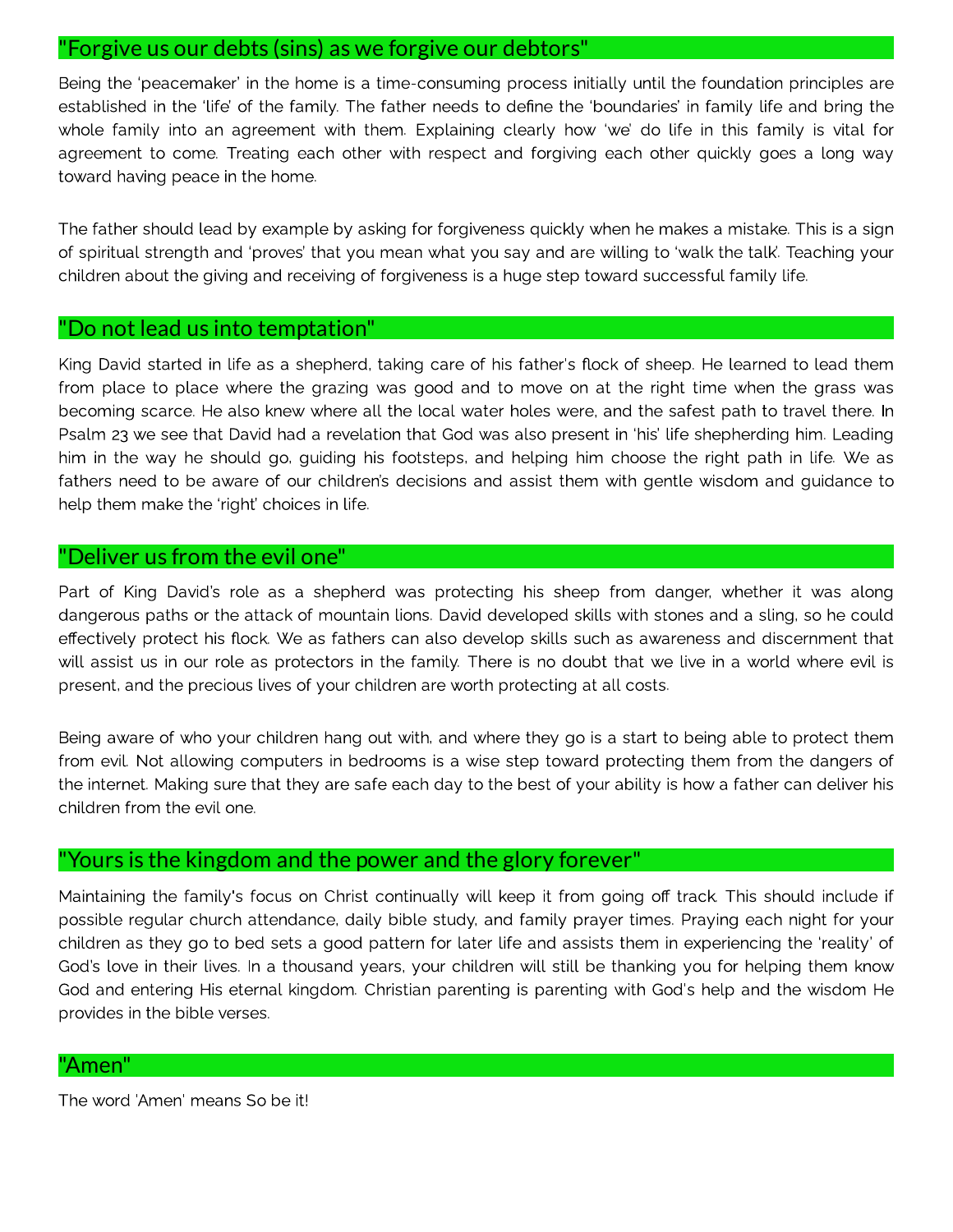## "Forgive us our debts (sins) as we forgive our debtors"

Being the 'peacemaker' in the home is a time-consuming process initially until the foundation principles are established in the 'life' of the family. The father needs to define the 'boundaries' in family life and bring the whole family into an agreement with them. Explaining clearly how 'we' do life in this family is vital for agreement to come. Treating each other with respect and forgiving each other quickly goes a long way toward having peace in the home.

The father should lead by example by asking for forgiveness quickly when he makes a mistake. This is a sign of spiritual strength and 'proves' that you mean what you say and are willing to 'walk the talk'. Teaching your children about the giving and receiving of forgiveness is a huge step toward successful family life.

## "Do not lead us into temptation"

King David started in life as a shepherd, taking care of his father's flock of sheep. He learned to lead them from place to place where the grazing was good and to move on at the right time when the grass was becoming scarce. He also knew where all the local water holes were, and the safest path to travel there. In Psalm 23 we see that David had a revelation that God was also present in 'his' life shepherding him. Leading him in the way he should go, guiding his footsteps, and helping him choose the right path in life. We as fathers need to be aware of our children's decisions and assist them with gentle wisdom and guidance to help them make the 'right' choices in life.

## "Deliver us from the evil one"

Part of King David's role as a shepherd was protecting his sheep from danger, whether it was along dangerous paths or the attack of mountain lions. David developed skills with stones and a sling, so he could effectively protect his flock. We as fathers can also develop skills such as awareness and discernment that will assist us in our role as protectors in the family. There is no doubt that we live in a world where evil is present, and the precious lives of your children are worth protecting at all costs.

Being aware of who your children hang out with, and where they go is a start to being able to protect them from evil. Not allowing computers in bedrooms is a wise step toward protecting them from the dangers of the internet. Making sure that they are safe each day to the best of your ability is how a father can deliver his children from the evil one.

## "Yours is the kingdom and the power and the glory forever"

Maintaining the family's focus on Christ continually will keep it from going off track. This should include if possible regular church attendance, daily bible study, and family prayer times. Praying each night for your children as they go to bed sets a good pattern for later life and assists them in experiencing the 'reality' of God's love in their lives. In a thousand years, your children will still be thanking you for helping them know God and entering His eternal kingdom. Christian parenting is parenting with God's help and the wisdom He provides in the bible verses.

## "Amen"

The word 'Amen' means So be it!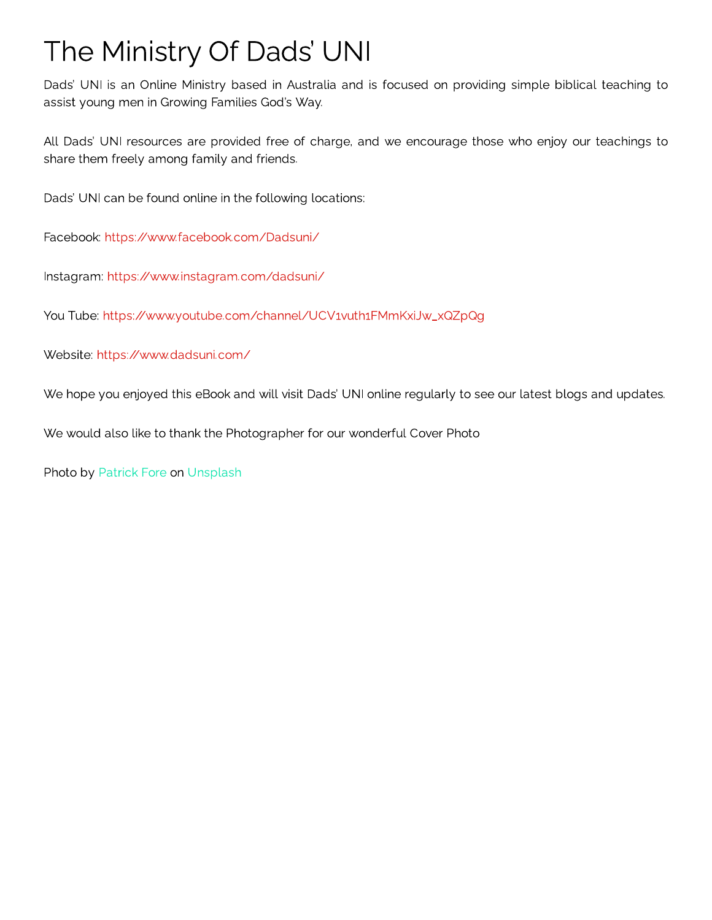# The Ministry Of Dads' UNI

Dads' UNI is an Online Ministry based in Australia and is focused on providing simple biblical teaching to assist young men in Growing Families God's Way.

All Dads' UNI resources are provided free of charge, and we encourage those who enjoy our teachings to share them freely among family and friends.

Dads' UNI can be found online in the following locations:

Facebook: https://www.facebook.com/Dadsuni/

Instagram: https://www.instagram.com/dadsuni/

You Tube: https://www.youtube.com/channel/UCV1vuth1FMmKxiJw_xQZpQg

Website: https://www.dadsuni.com/

We hope you enjoyed this eBook and will visit Dads' UNI online regularly to see our latest blogs and updates.

We would also like to thank the Photographer for our wonderful Cover Photo

Photo by Patrick Fore on Unsplash